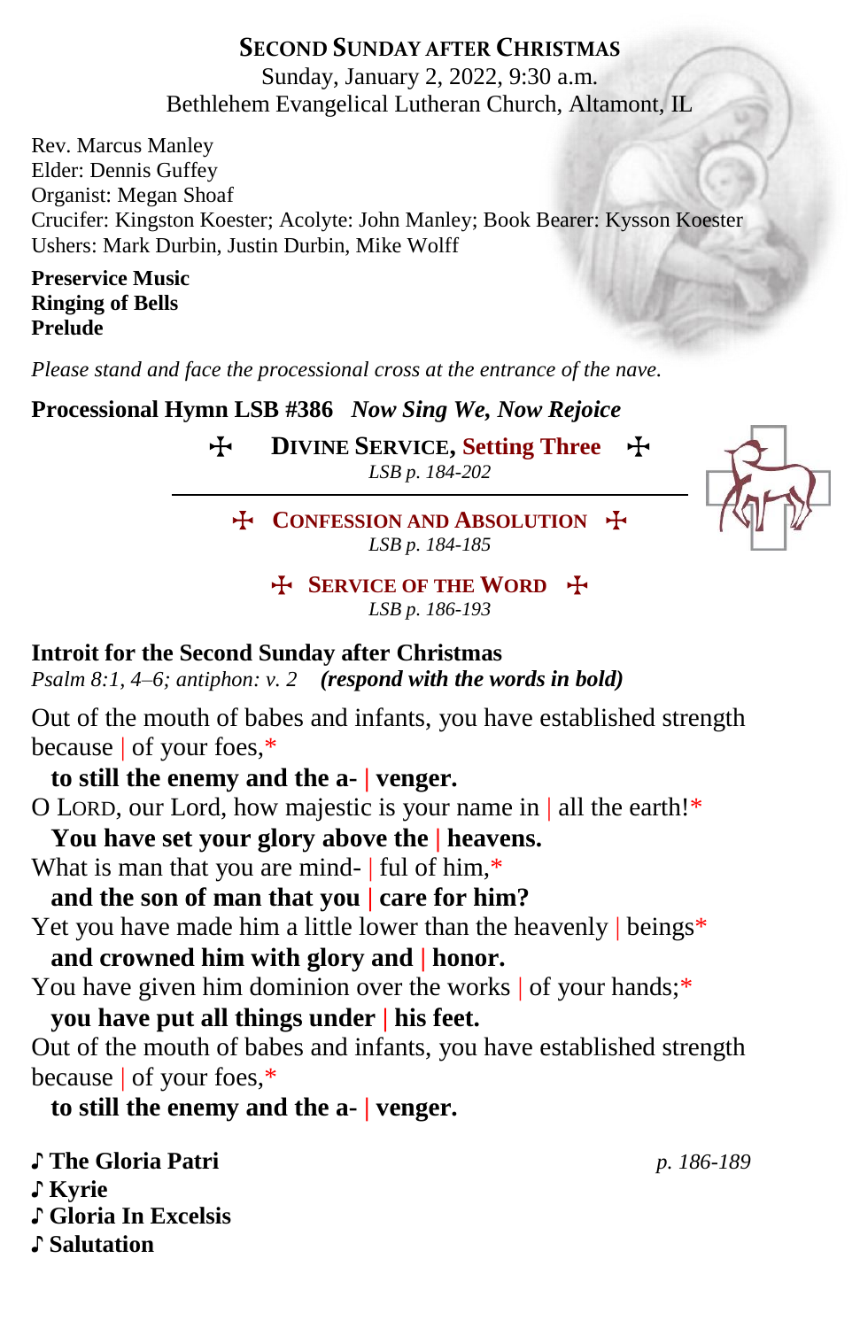# SECOND SUNDAY AFTER CHRISTMAS

Sunday, January 2, 2022, 9:30 a.m.
Bethlehem Evangelical Lutheran Church, Altamont, IL

Rev. Marcus Manley
Elder: Dennis Guffey
Organist: Megan Shoaf
Crucifer: Kingston Koester; Acolyte: John Manley; Book Bearer: Kysson Koester
Ushers: Mark Durbin, Justin Durbin, Mike Wolff

**Preservice Music**
**Ringing of Bells**
**Prelude**

*Please stand and face the processional cross at the entrance of the nave.*

**Processional Hymn LSB #386** ***Now Sing We, Now Rejoice***

## ☩ DIVINE SERVICE, Setting Three ☩

*LSB p. 184-202*

### ☩ CONFESSION AND ABSOLUTION ☩

*LSB p. 184-185*

### ☩ SERVICE OF THE WORD ☩

*LSB p. 186-193*

**Introit for the Second Sunday after Christmas**
*Psalm 8:1, 4–6; antiphon: v. 2* ***(respond with the words in bold)***

Out of the mouth of babes and infants, you have established strength because | of your foes,*
**to still the enemy and the a- | venger.**
O LORD, our Lord, how majestic is your name in | all the earth!*
**You have set your glory above the | heavens.**
What is man that you are mind- | ful of him,*
**and the son of man that you | care for him?**
Yet you have made him a little lower than the heavenly | beings*
**and crowned him with glory and | honor.**
You have given him dominion over the works | of your hands;*
**you have put all things under | his feet.**
Out of the mouth of babes and infants, you have established strength because | of your foes,*
**to still the enemy and the a- | venger.**

♪ **The Gloria Patri** *p. 186-189*
♪ **Kyrie**
♪ **Gloria In Excelsis**
♪ **Salutation**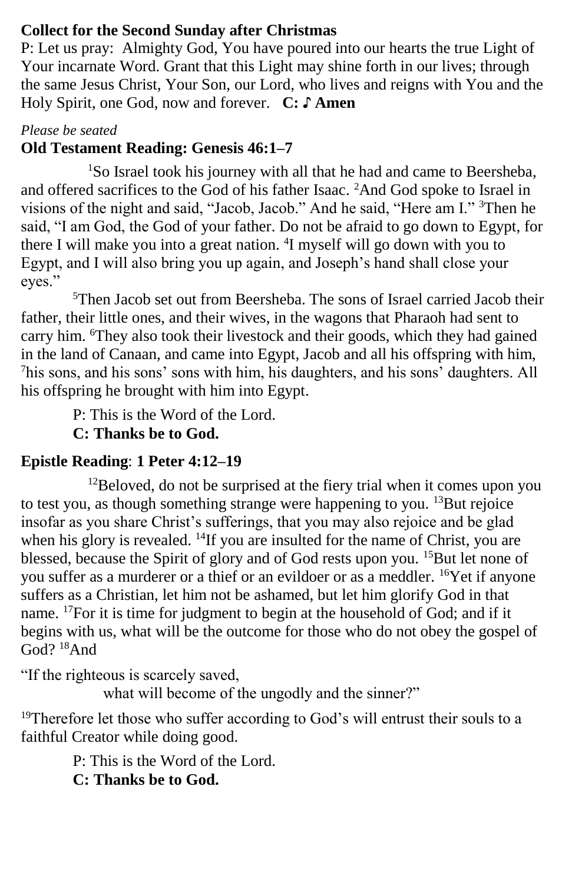**Collect for the Second Sunday after Christmas**

P: Let us pray: Almighty God, You have poured into our hearts the true Light of Your incarnate Word. Grant that this Light may shine forth in our lives; through the same Jesus Christ, Your Son, our Lord, who lives and reigns with You and the Holy Spirit, one God, now and forever. **C: ♪ Amen**

*Please be seated*

**Old Testament Reading: Genesis 46:1–7**

[1]So Israel took his journey with all that he had and came to Beersheba, and offered sacrifices to the God of his father Isaac. [2]And God spoke to Israel in visions of the night and said, "Jacob, Jacob." And he said, "Here am I." [3]Then he said, "I am God, the God of your father. Do not be afraid to go down to Egypt, for there I will make you into a great nation. [4]I myself will go down with you to Egypt, and I will also bring you up again, and Joseph's hand shall close your eyes."

[5]Then Jacob set out from Beersheba. The sons of Israel carried Jacob their father, their little ones, and their wives, in the wagons that Pharaoh had sent to carry him. [6]They also took their livestock and their goods, which they had gained in the land of Canaan, and came into Egypt, Jacob and all his offspring with him, [7]his sons, and his sons' sons with him, his daughters, and his sons' daughters. All his offspring he brought with him into Egypt.

P: This is the Word of the Lord.
**C: Thanks be to God.**

**Epistle Reading**: **1 Peter 4:12–19**

[12]Beloved, do not be surprised at the fiery trial when it comes upon you to test you, as though something strange were happening to you. [13]But rejoice insofar as you share Christ's sufferings, that you may also rejoice and be glad when his glory is revealed. [14]If you are insulted for the name of Christ, you are blessed, because the Spirit of glory and of God rests upon you. [15]But let none of you suffer as a murderer or a thief or an evildoer or as a meddler. [16]Yet if anyone suffers as a Christian, let him not be ashamed, but let him glorify God in that name. [17]For it is time for judgment to begin at the household of God; and if it begins with us, what will be the outcome for those who do not obey the gospel of God? [18]And

"If the righteous is scarcely saved,
what will become of the ungodly and the sinner?"

[19]Therefore let those who suffer according to God's will entrust their souls to a faithful Creator while doing good.

P: This is the Word of the Lord.
**C: Thanks be to God.**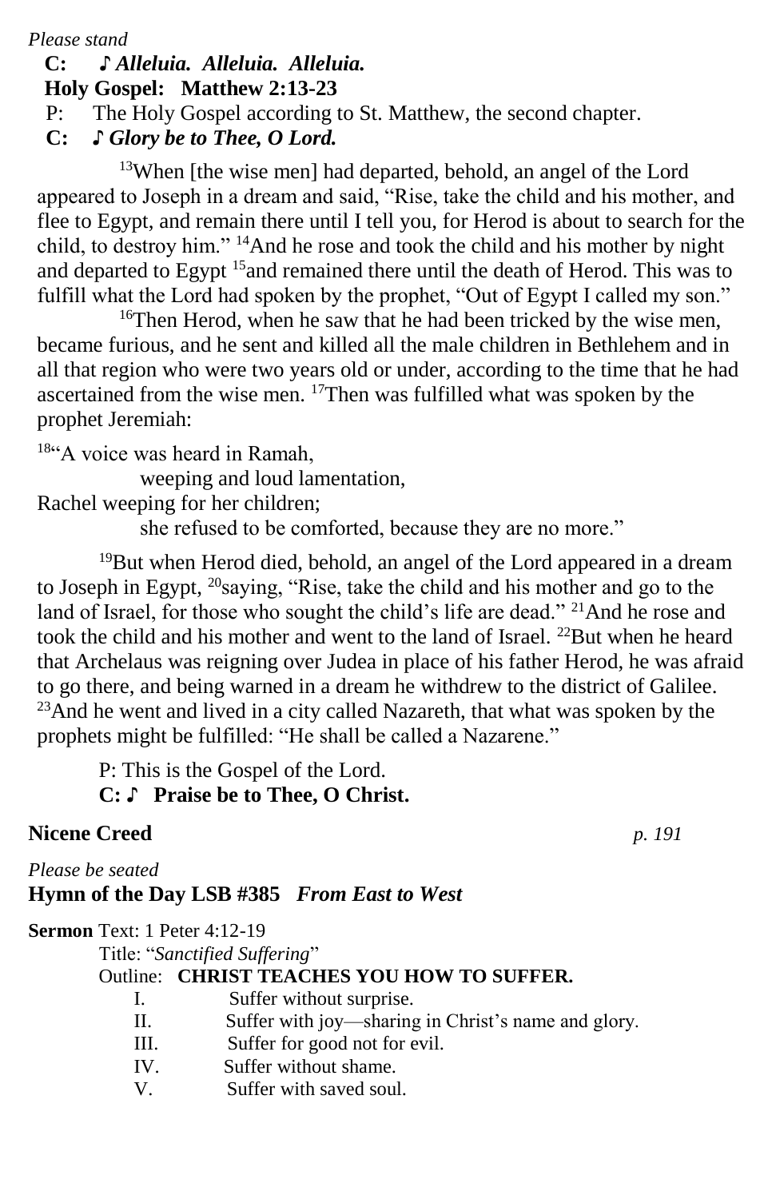*Please stand*

**C: ♪ *Alleluia. Alleluia. Alleluia.***

**Holy Gospel: Matthew 2:13-23**

P: The Holy Gospel according to St. Matthew, the second chapter.

**C: ♪ *Glory be to Thee, O Lord.***

[13]When [the wise men] had departed, behold, an angel of the Lord appeared to Joseph in a dream and said, "Rise, take the child and his mother, and flee to Egypt, and remain there until I tell you, for Herod is about to search for the child, to destroy him." [14]And he rose and took the child and his mother by night and departed to Egypt [15]and remained there until the death of Herod. This was to fulfill what the Lord had spoken by the prophet, "Out of Egypt I called my son."

[16]Then Herod, when he saw that he had been tricked by the wise men, became furious, and he sent and killed all the male children in Bethlehem and in all that region who were two years old or under, according to the time that he had ascertained from the wise men. [17]Then was fulfilled what was spoken by the prophet Jeremiah:

[18]"A voice was heard in Ramah,
weeping and loud lamentation,
Rachel weeping for her children;
she refused to be comforted, because they are no more."

[19]But when Herod died, behold, an angel of the Lord appeared in a dream to Joseph in Egypt, [20]saying, "Rise, take the child and his mother and go to the land of Israel, for those who sought the child's life are dead." [21]And he rose and took the child and his mother and went to the land of Israel. [22]But when he heard that Archelaus was reigning over Judea in place of his father Herod, he was afraid to go there, and being warned in a dream he withdrew to the district of Galilee. [23]And he went and lived in a city called Nazareth, that what was spoken by the prophets might be fulfilled: "He shall be called a Nazarene."

P: This is the Gospel of the Lord.

**C: ♪ Praise be to Thee, O Christ.**

**Nicene Creed** *p. 191*

*Please be seated*

**Hymn of the Day LSB #385** ***From East to West***

**Sermon** Text: 1 Peter 4:12-19

Title: "*Sanctified Suffering*"

Outline: **CHRIST TEACHES YOU HOW TO SUFFER.**

I. Suffer without surprise.
II. Suffer with joy—sharing in Christ's name and glory.
III. Suffer for good not for evil.
IV. Suffer without shame.
V. Suffer with saved soul.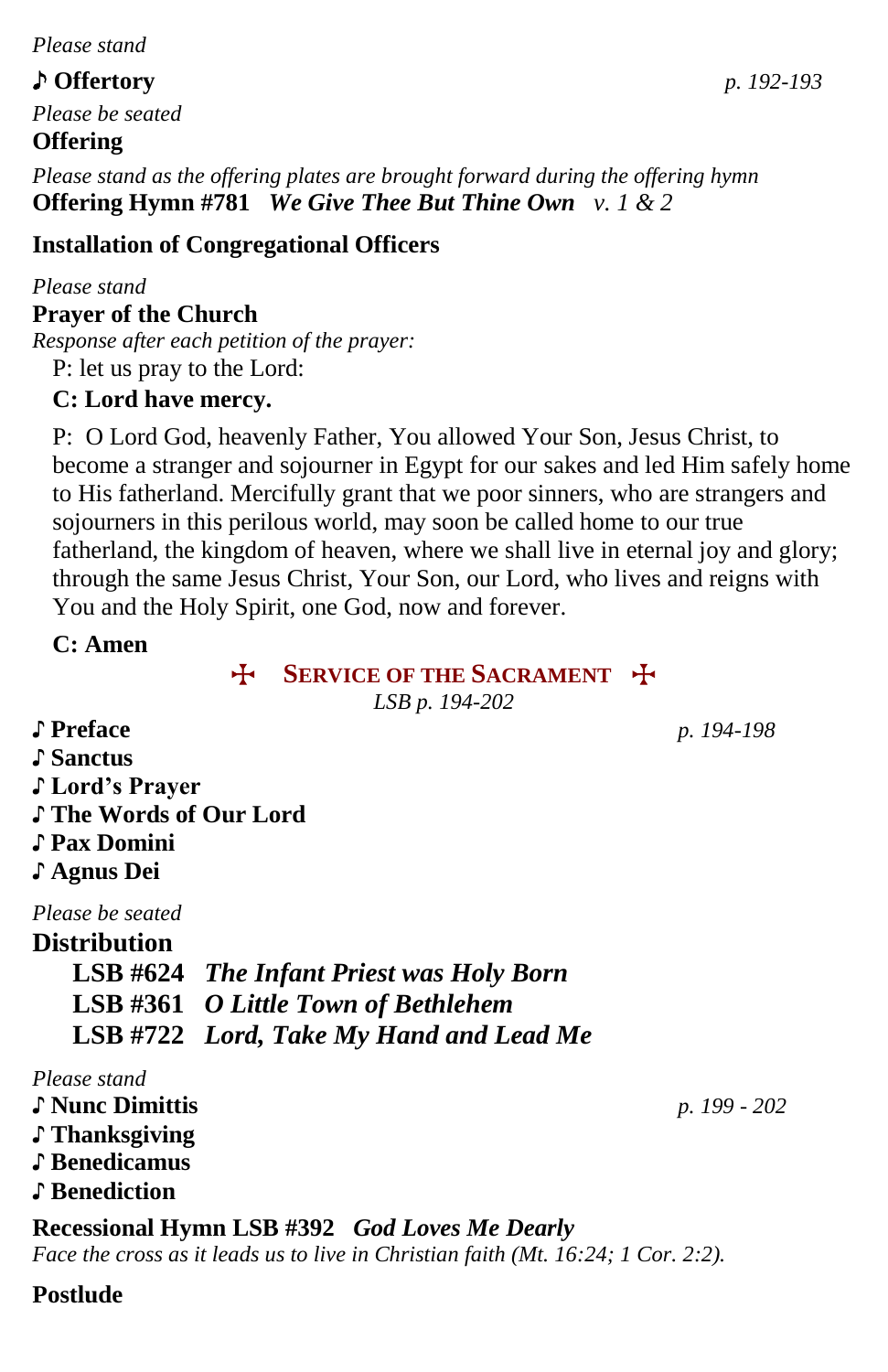*Please stand*

**♪ Offertory** *p. 192-193*

*Please be seated*

**Offering**

*Please stand as the offering plates are brought forward during the offering hymn*

**Offering Hymn #781** ***We Give Thee But Thine Own*** *v. 1 & 2*

**Installation of Congregational Officers**

*Please stand*

**Prayer of the Church**

*Response after each petition of the prayer:*

P: let us pray to the Lord:

**C: Lord have mercy.**

P: O Lord God, heavenly Father, You allowed Your Son, Jesus Christ, to become a stranger and sojourner in Egypt for our sakes and led Him safely home to His fatherland. Mercifully grant that we poor sinners, who are strangers and sojourners in this perilous world, may soon be called home to our true fatherland, the kingdom of heaven, where we shall live in eternal joy and glory; through the same Jesus Christ, Your Son, our Lord, who lives and reigns with You and the Holy Spirit, one God, now and forever.

**C: Amen**

## ✠ Service of the Sacrament ✠

*LSB p. 194-202*

**♪ Preface** *p. 194-198*

**♪ Sanctus**

**♪ Lord's Prayer**

**♪ The Words of Our Lord**

**♪ Pax Domini**

**♪ Agnus Dei**

*Please be seated*

**Distribution**

**LSB #624** ***The Infant Priest was Holy Born***

**LSB #361** ***O Little Town of Bethlehem***

**LSB #722** ***Lord, Take My Hand and Lead Me***

*Please stand*

**♪ Nunc Dimittis** *p. 199 - 202*

**♪ Thanksgiving**

**♪ Benedicamus**

**♪ Benediction**

**Recessional Hymn LSB #392** ***God Loves Me Dearly***

*Face the cross as it leads us to live in Christian faith (Mt. 16:24; 1 Cor. 2:2).*

**Postlude**